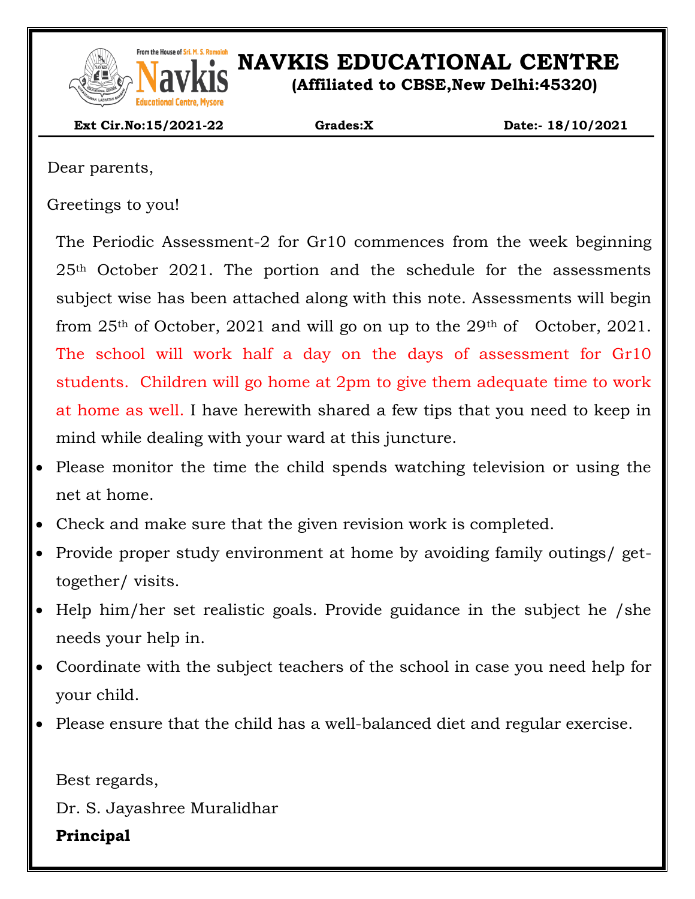# NAVKIS EDUCATIONAL CENTRE

**(Affiliated to CBSE,New Delhi:45320)**

**Ext Cir.No:15/2021-22** **Grades:X** **Date:- 18/10/2021**

Dear parents,

Greetings to you!

The Periodic Assessment-2 for Gr10 commences from the week beginning 25th October 2021. The portion and the schedule for the assessments subject wise has been attached along with this note. Assessments will begin from 25th of October, 2021 and will go on up to the 29th of October, 2021. The school will work half a day on the days of assessment for Gr10 students. Children will go home at 2pm to give them adequate time to work at home as well. I have herewith shared a few tips that you need to keep in mind while dealing with your ward at this juncture.

- Please monitor the time the child spends watching television or using the net at home.
- Check and make sure that the given revision work is completed.
- Provide proper study environment at home by avoiding family outings/ get-together/ visits.
- Help him/her set realistic goals. Provide guidance in the subject he /she needs your help in.
- Coordinate with the subject teachers of the school in case you need help for your child.
- Please ensure that the child has a well-balanced diet and regular exercise.

Best regards,

Dr. S. Jayashree Muralidhar

**Principal**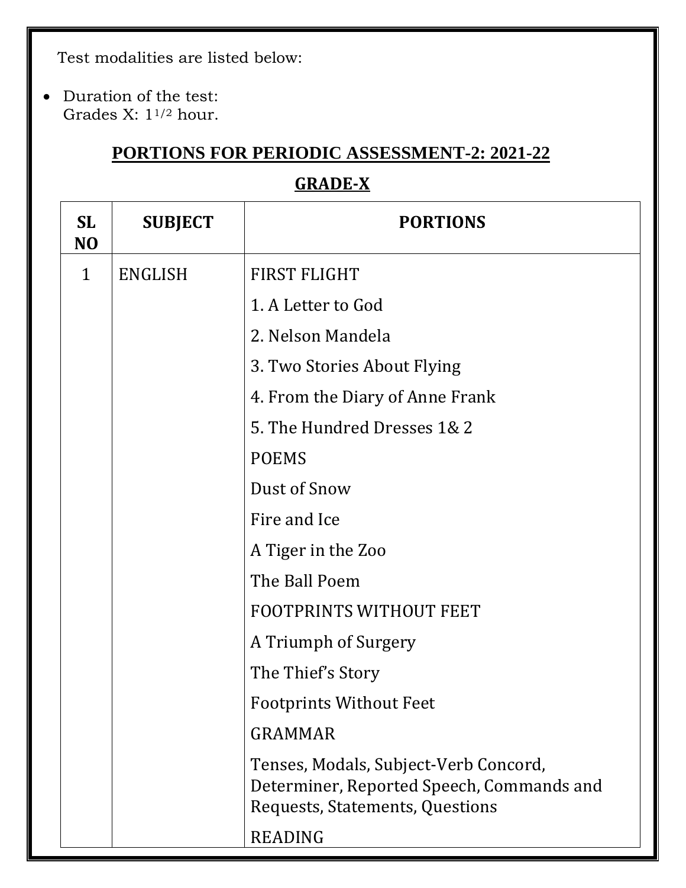Test modalities are listed below:

- Duration of the test:
  Grades X: $1^{1/2}$ hour.

## PORTIONS FOR PERIODIC ASSESSMENT-2: 2021-22

## GRADE-X

| SL NO | SUBJECT | PORTIONS |
|---|---|---|
| 1 | ENGLISH | FIRST FLIGHT |
| | | 1. A Letter to God |
| | | 2. Nelson Mandela |
| | | 3. Two Stories About Flying |
| | | 4. From the Diary of Anne Frank |
| | | 5. The Hundred Dresses 1& 2 |
| | | POEMS |
| | | Dust of Snow |
| | | Fire and Ice |
| | | A Tiger in the Zoo |
| | | The Ball Poem |
| | | FOOTPRINTS WITHOUT FEET |
| | | A Triumph of Surgery |
| | | The Thief's Story |
| | | Footprints Without Feet |
| | | GRAMMAR |
| | | Tenses, Modals, Subject-Verb Concord, Determiner, Reported Speech, Commands and Requests, Statements, Questions |
| | | READING |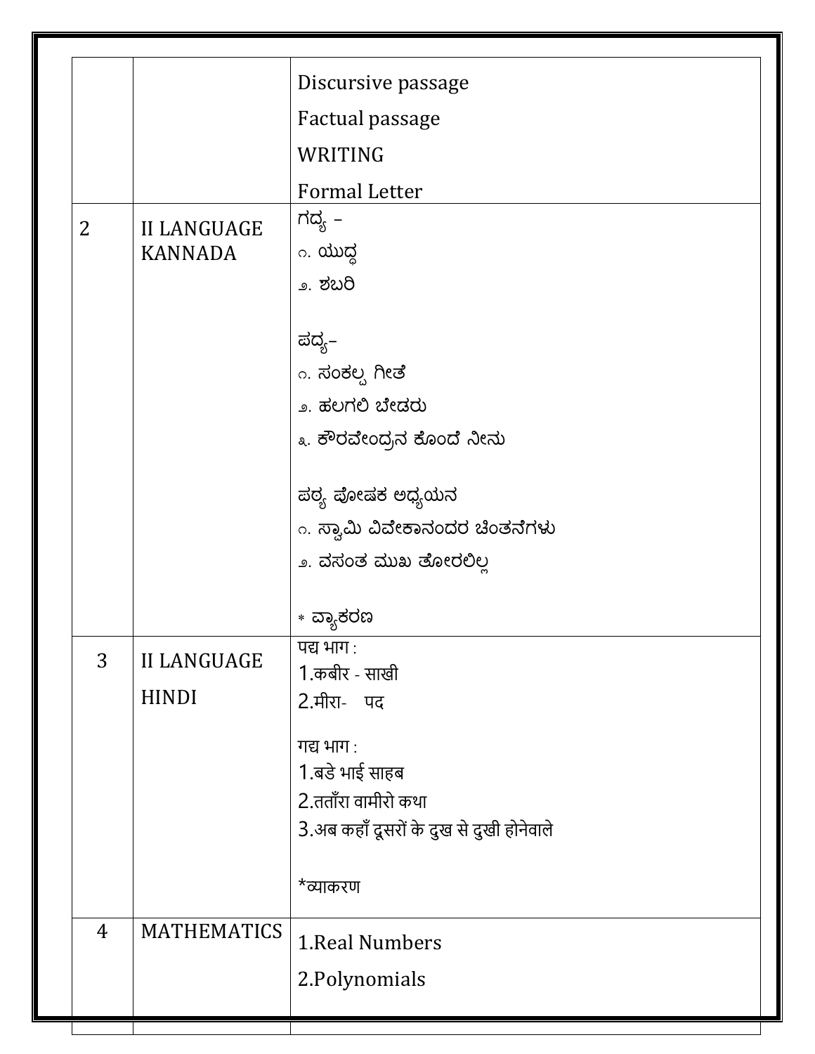| | | |
|---|---|---|
| | | Discursive passage<br>Factual passage<br>WRITING<br>Formal Letter |
| 2 | II LANGUAGE KANNADA | ಗದ್ಯ –<br>೧. ಯುದ್ಧ<br>೨. ಶಬರಿ<br><br>ಪದ್ಯ–<br>೧. ಸಂಕಲ್ಪ ಗೀತೆ<br>೨. ಹಲಗಲಿ ಬೇಡರು<br>೩. ಕೌರವೇಂದ್ರನ ಕೊಂದೆ ನೀನು<br><br>ಪಠ್ಯ ಪೋಷಕ ಅಧ್ಯಯನ<br>೧. ಸ್ವಾಮಿ ವಿವೇಕಾನಂದರ ಚಿಂತನೆಗಳು<br>೨. ವಸಂತ ಮುಖ ತೋರಲಿಲ್ಲ<br><br>* ವ್ಯಾಕರಣ |
| 3 | II LANGUAGE HINDI | पद्य भाग :<br>1.कबीर - साखी<br>2.मीरा- पद<br><br>गद्य भाग :<br>1.बडे भाई साहब<br>2.तताँरा वामीरो कथा<br>3.अब कहाँ दूसरों के दुख से दुखी होनेवाले<br><br>*व्याकरण |
| 4 | MATHEMATICS | 1.Real Numbers<br>2.Polynomials |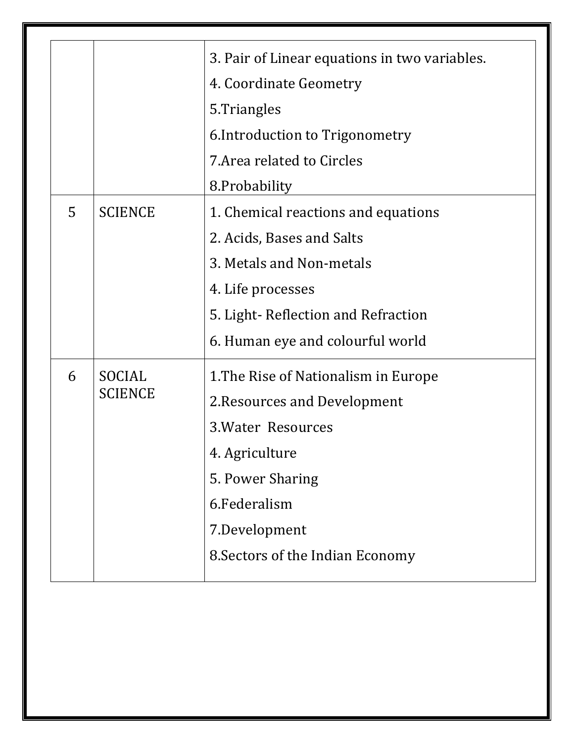| | | |
|---|---|---|
| | | 3. Pair of Linear equations in two variables.<br>4. Coordinate Geometry<br>5.Triangles<br>6.Introduction to Trigonometry<br>7.Area related to Circles<br>8.Probability |
| 5 | SCIENCE | 1. Chemical reactions and equations<br>2. Acids, Bases and Salts<br>3. Metals and Non-metals<br>4. Life processes<br>5. Light- Reflection and Refraction<br>6. Human eye and colourful world |
| 6 | SOCIAL SCIENCE | 1.The Rise of Nationalism in Europe<br>2.Resources and Development<br>3.Water Resources<br>4. Agriculture<br>5. Power Sharing<br>6.Federalism<br>7.Development<br>8.Sectors of the Indian Economy |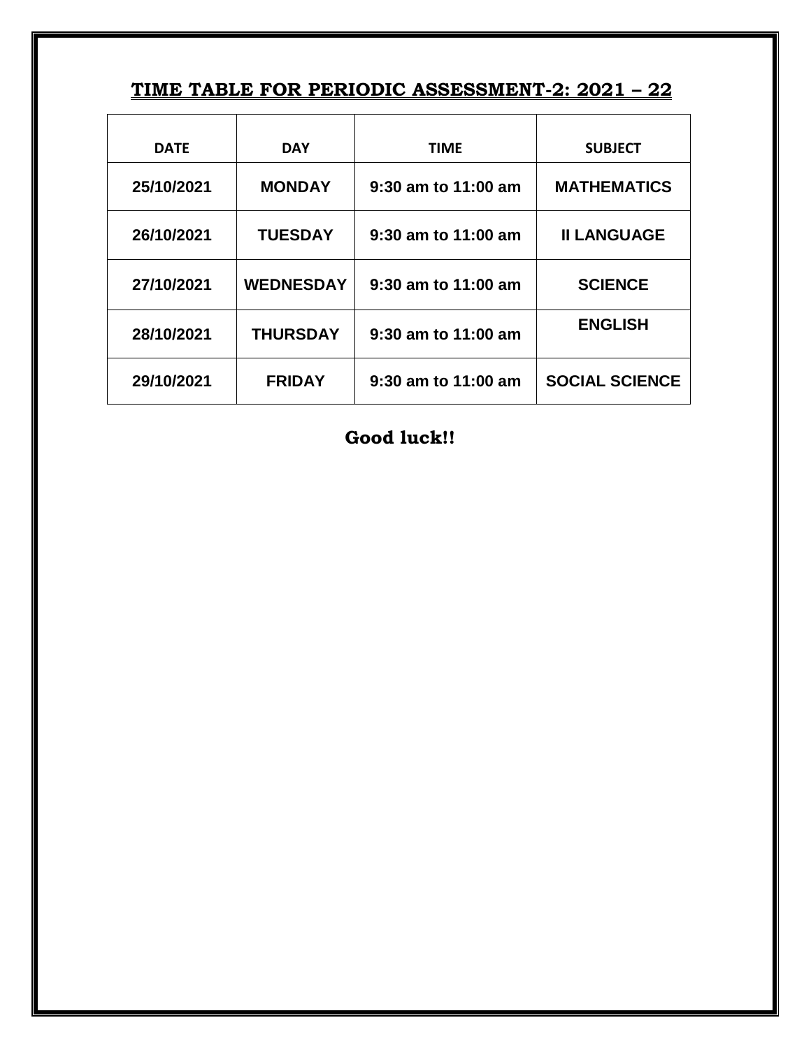## TIME TABLE FOR PERIODIC ASSESSMENT-2: 2021 – 22

| DATE | DAY | TIME | SUBJECT |
|---|---|---|---|
| 25/10/2021 | MONDAY | 9:30 am to 11:00 am | MATHEMATICS |
| 26/10/2021 | TUESDAY | 9:30 am to 11:00 am | II LANGUAGE |
| 27/10/2021 | WEDNESDAY | 9:30 am to 11:00 am | SCIENCE |
| 28/10/2021 | THURSDAY | 9:30 am to 11:00 am | ENGLISH |
| 29/10/2021 | FRIDAY | 9:30 am to 11:00 am | SOCIAL SCIENCE |

**Good luck!!**